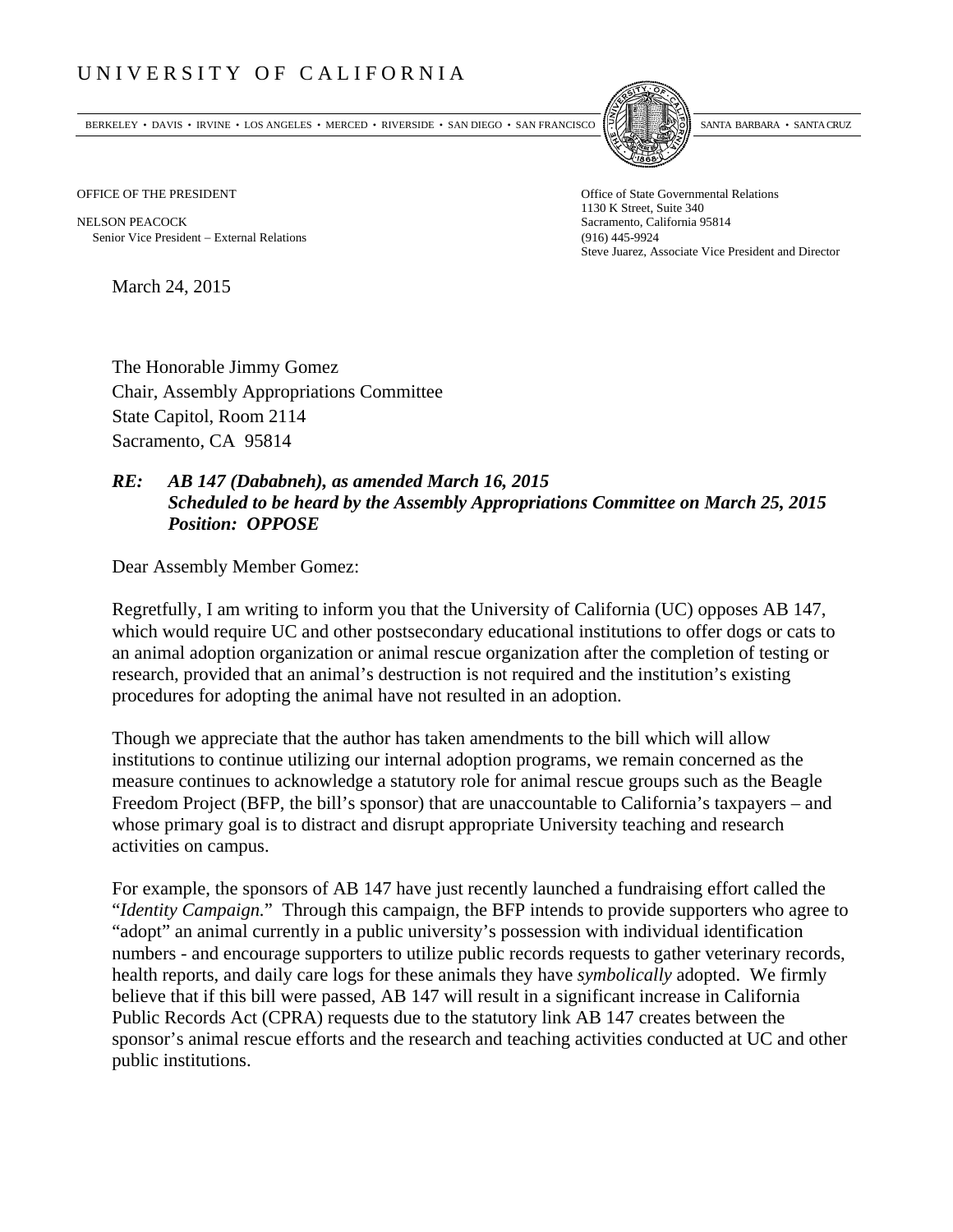# UNIVERSITY OF CALIFORNIA

BERKELEY • DAVIS • IRVINE • LOS ANGELES • MERCED • RIVERSIDE • SAN DIEGO • SAN FRANCISCO SANTA BARBARA • SANTA CRUZ

OFFICE OF THE PRESIDENT

NELSON PEACOCK
Senior Vice President – External Relations

Office of State Governmental Relations
1130 K Street, Suite 340
Sacramento, California 95814
(916) 445-9924
Steve Juarez, Associate Vice President and Director

March 24, 2015

The Honorable Jimmy Gomez
Chair, Assembly Appropriations Committee
State Capitol, Room 2114
Sacramento, CA 95814

***RE: AB 147 (Dababneh), as amended March 16, 2015***
***Scheduled to be heard by the Assembly Appropriations Committee on March 25, 2015***
***Position: OPPOSE***

Dear Assembly Member Gomez:

Regretfully, I am writing to inform you that the University of California (UC) opposes AB 147, which would require UC and other postsecondary educational institutions to offer dogs or cats to an animal adoption organization or animal rescue organization after the completion of testing or research, provided that an animal's destruction is not required and the institution's existing procedures for adopting the animal have not resulted in an adoption.

Though we appreciate that the author has taken amendments to the bill which will allow institutions to continue utilizing our internal adoption programs, we remain concerned as the measure continues to acknowledge a statutory role for animal rescue groups such as the Beagle Freedom Project (BFP, the bill's sponsor) that are unaccountable to California's taxpayers – and whose primary goal is to distract and disrupt appropriate University teaching and research activities on campus.

For example, the sponsors of AB 147 have just recently launched a fundraising effort called the "*Identity Campaign.*" Through this campaign, the BFP intends to provide supporters who agree to "adopt" an animal currently in a public university's possession with individual identification numbers - and encourage supporters to utilize public records requests to gather veterinary records, health reports, and daily care logs for these animals they have *symbolically* adopted. We firmly believe that if this bill were passed, AB 147 will result in a significant increase in California Public Records Act (CPRA) requests due to the statutory link AB 147 creates between the sponsor's animal rescue efforts and the research and teaching activities conducted at UC and other public institutions.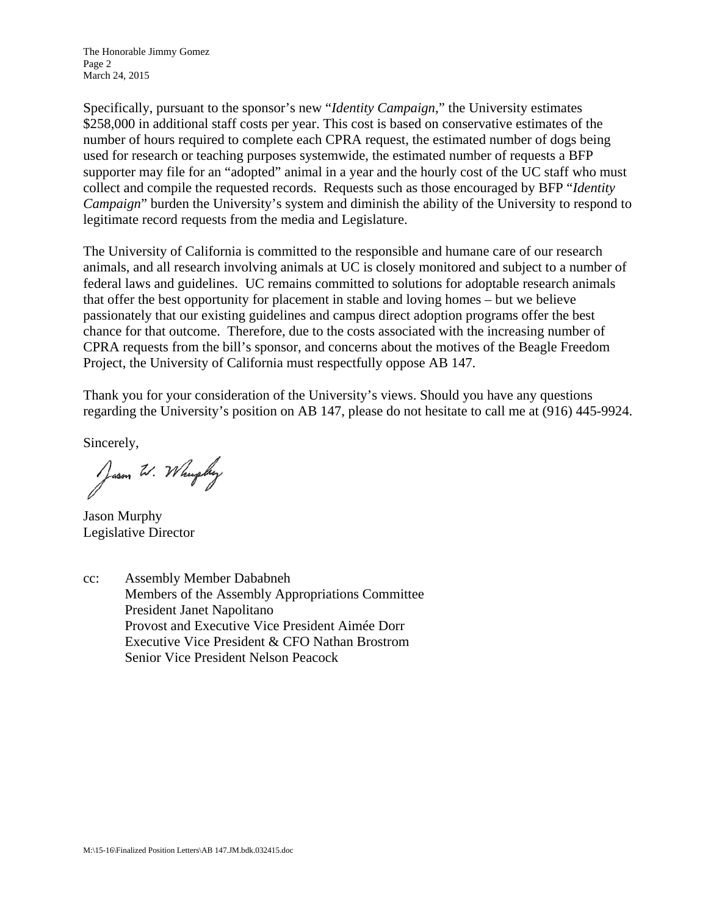Specifically, pursuant to the sponsor's new "*Identity Campaign*," the University estimates $258,000 in additional staff costs per year. This cost is based on conservative estimates of the number of hours required to complete each CPRA request, the estimated number of dogs being used for research or teaching purposes systemwide, the estimated number of requests a BFP supporter may file for an "adopted" animal in a year and the hourly cost of the UC staff who must collect and compile the requested records. Requests such as those encouraged by BFP "*Identity Campaign*" burden the University's system and diminish the ability of the University to respond to legitimate record requests from the media and Legislature.

The University of California is committed to the responsible and humane care of our research animals, and all research involving animals at UC is closely monitored and subject to a number of federal laws and guidelines. UC remains committed to solutions for adoptable research animals that offer the best opportunity for placement in stable and loving homes – but we believe passionately that our existing guidelines and campus direct adoption programs offer the best chance for that outcome. Therefore, due to the costs associated with the increasing number of CPRA requests from the bill's sponsor, and concerns about the motives of the Beagle Freedom Project, the University of California must respectfully oppose AB 147.

Thank you for your consideration of the University's views. Should you have any questions regarding the University's position on AB 147, please do not hesitate to call me at (916) 445-9924.

Sincerely,

Jason W. Murphy

Jason Murphy
Legislative Director

cc: Assembly Member Dababneh
Members of the Assembly Appropriations Committee
President Janet Napolitano
Provost and Executive Vice President Aimée Dorr
Executive Vice President & CFO Nathan Brostrom
Senior Vice President Nelson Peacock

M:\15-16\Finalized Position Letters\AB 147.JM.bdk.032415.doc